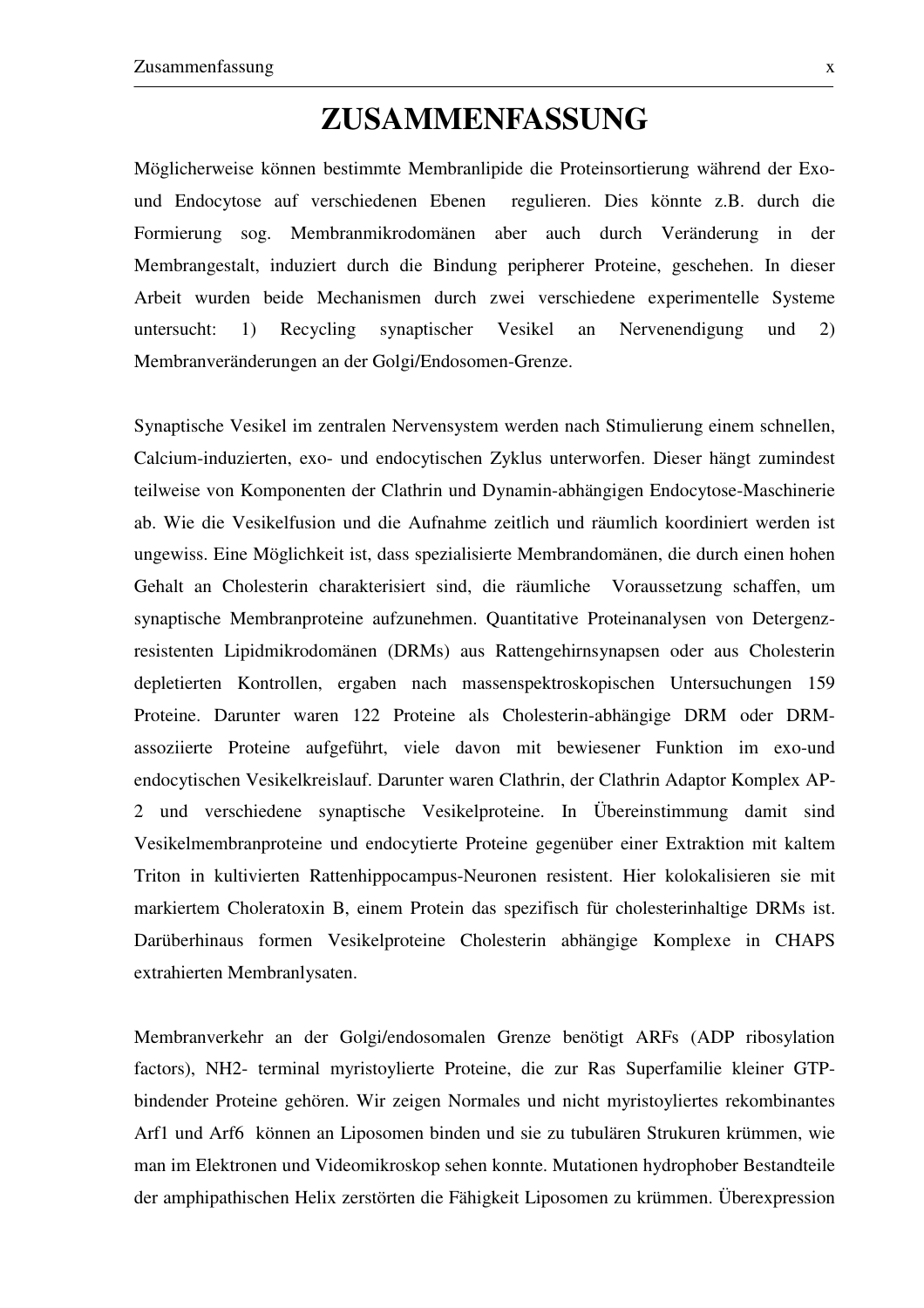# ZUSAMMENFASSUNG

Möglicherweise können bestimmte Membranlipide die Proteinsortierung während der Exo- und Endocytose auf verschiedenen Ebenen regulieren. Dies könnte z.B. durch die Formierung sog. Membranmikrodomänen aber auch durch Veränderung in der Membrangestalt, induziert durch die Bindung peripherer Proteine, geschehen. In dieser Arbeit wurden beide Mechanismen durch zwei verschiedene experimentelle Systeme untersucht: 1) Recycling synaptischer Vesikel an Nervenendigung und 2) Membranveränderungen an der Golgi/Endosomen-Grenze.

Synaptische Vesikel im zentralen Nervensystem werden nach Stimulierung einem schnellen, Calcium-induzierten, exo- und endocytischen Zyklus unterworfen. Dieser hängt zumindest teilweise von Komponenten der Clathrin und Dynamin-abhängigen Endocytose-Maschinerie ab. Wie die Vesikelfusion und die Aufnahme zeitlich und räumlich koordiniert werden ist ungewiss. Eine Möglichkeit ist, dass spezialisierte Membrandomänen, die durch einen hohen Gehalt an Cholesterin charakterisiert sind, die räumliche Voraussetzung schaffen, um synaptische Membranproteine aufzunehmen. Quantitative Proteinanalysen von Detergenz-resistenten Lipidmikrodomänen (DRMs) aus Rattengehirnsynapsen oder aus Cholesterin depletierten Kontrollen, ergaben nach massenspektroskopischen Untersuchungen 159 Proteine. Darunter waren 122 Proteine als Cholesterin-abhängige DRM oder DRM-assoziierte Proteine aufgeführt, viele davon mit bewiesener Funktion im exo-und endocytischen Vesikelkreislauf. Darunter waren Clathrin, der Clathrin Adaptor Komplex AP-2 und verschiedene synaptische Vesikelproteine. In Übereinstimmung damit sind Vesikelmembranproteine und endocytierte Proteine gegenüber einer Extraktion mit kaltem Triton in kultivierten Rattenhippocampus-Neuronen resistent. Hier kolokalisieren sie mit markiertem Choleratoxin B, einem Protein das spezifisch für cholesterinhaltige DRMs ist. Darüberhinaus formen Vesikelproteine Cholesterin abhängige Komplexe in CHAPS extrahierten Membranlysaten.

Membranverkehr an der Golgi/endosomalen Grenze benötigt ARFs (ADP ribosylation factors), NH2- terminal myristoylierte Proteine, die zur Ras Superfamilie kleiner GTP-bindender Proteine gehören. Wir zeigen Normales und nicht myristoyliertes rekombinantes Arf1 und Arf6 können an Liposomen binden und sie zu tubulären Strukuren krümmen, wie man im Elektronen und Videomikroskop sehen konnte. Mutationen hydrophober Bestandteile der amphipathischen Helix zerstörten die Fähigkeit Liposomen zu krümmen. Überexpression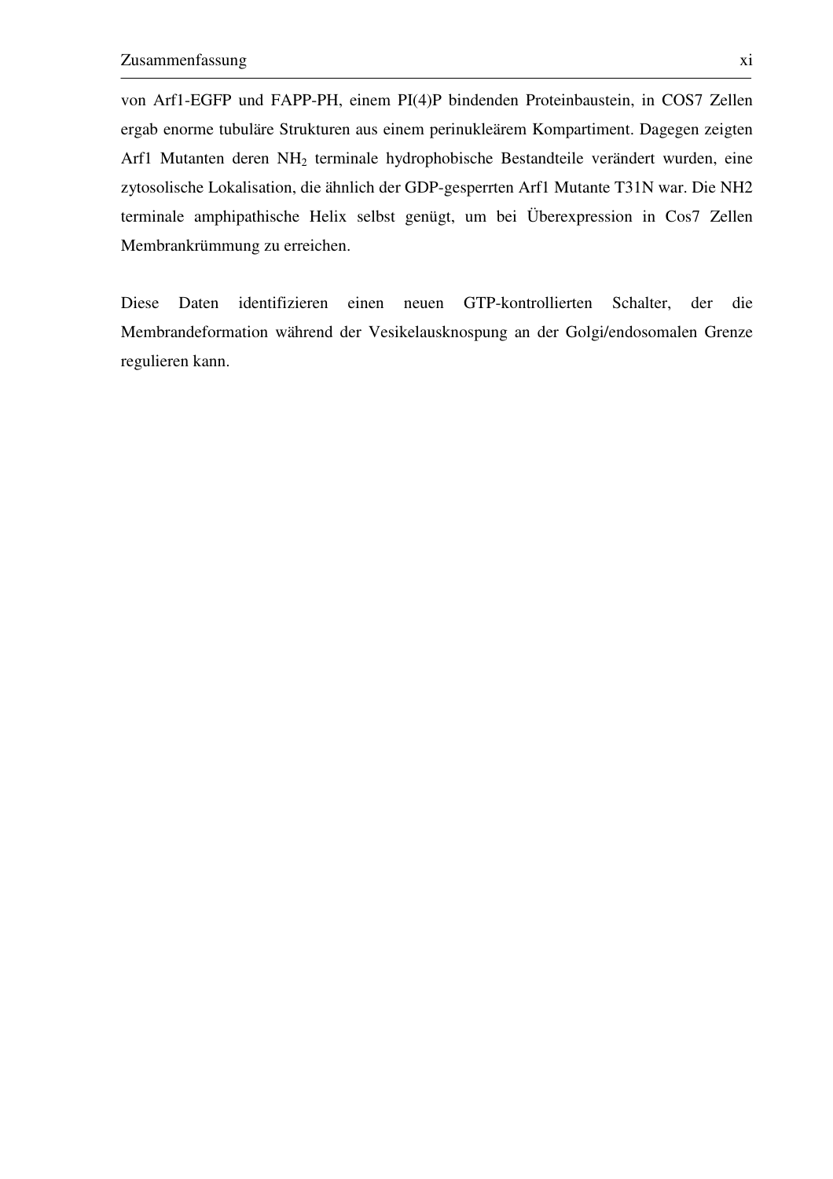von Arf1-EGFP und FAPP-PH, einem PI(4)P bindenden Proteinbaustein, in COS7 Zellen ergab enorme tubuläre Strukturen aus einem perinukleärem Kompartiment. Dagegen zeigten Arf1 Mutanten deren $NH_2$ terminale hydrophobische Bestandteile verändert wurden, eine zytosolische Lokalisation, die ähnlich der GDP-gesperrten Arf1 Mutante T31N war. Die NH2 terminale amphipathische Helix selbst genügt, um bei Überexpression in Cos7 Zellen Membrankrümmung zu erreichen.

Diese Daten identifizieren einen neuen GTP-kontrollierten Schalter, der die Membrandeformation während der Vesikelausknospung an der Golgi/endosomalen Grenze regulieren kann.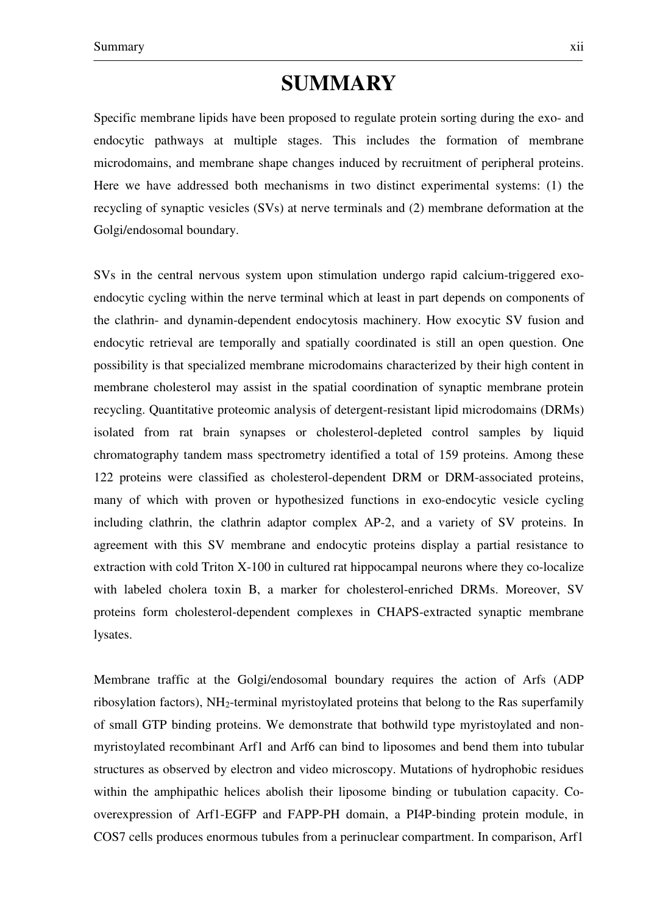# SUMMARY

Specific membrane lipids have been proposed to regulate protein sorting during the exo- and endocytic pathways at multiple stages. This includes the formation of membrane microdomains, and membrane shape changes induced by recruitment of peripheral proteins. Here we have addressed both mechanisms in two distinct experimental systems: (1) the recycling of synaptic vesicles (SVs) at nerve terminals and (2) membrane deformation at the Golgi/endosomal boundary.

SVs in the central nervous system upon stimulation undergo rapid calcium-triggered exo-endocytic cycling within the nerve terminal which at least in part depends on components of the clathrin- and dynamin-dependent endocytosis machinery. How exocytic SV fusion and endocytic retrieval are temporally and spatially coordinated is still an open question. One possibility is that specialized membrane microdomains characterized by their high content in membrane cholesterol may assist in the spatial coordination of synaptic membrane protein recycling. Quantitative proteomic analysis of detergent-resistant lipid microdomains (DRMs) isolated from rat brain synapses or cholesterol-depleted control samples by liquid chromatography tandem mass spectrometry identified a total of 159 proteins. Among these 122 proteins were classified as cholesterol-dependent DRM or DRM-associated proteins, many of which with proven or hypothesized functions in exo-endocytic vesicle cycling including clathrin, the clathrin adaptor complex AP-2, and a variety of SV proteins. In agreement with this SV membrane and endocytic proteins display a partial resistance to extraction with cold Triton X-100 in cultured rat hippocampal neurons where they co-localize with labeled cholera toxin B, a marker for cholesterol-enriched DRMs. Moreover, SV proteins form cholesterol-dependent complexes in CHAPS-extracted synaptic membrane lysates.

Membrane traffic at the Golgi/endosomal boundary requires the action of Arfs (ADP ribosylation factors), $NH_2$-terminal myristoylated proteins that belong to the Ras superfamily of small GTP binding proteins. We demonstrate that bothwild type myristoylated and non-myristoylated recombinant Arf1 and Arf6 can bind to liposomes and bend them into tubular structures as observed by electron and video microscopy. Mutations of hydrophobic residues within the amphipathic helices abolish their liposome binding or tubulation capacity. Co-overexpression of Arf1-EGFP and FAPP-PH domain, a PI4P-binding protein module, in COS7 cells produces enormous tubules from a perinuclear compartment. In comparison, Arf1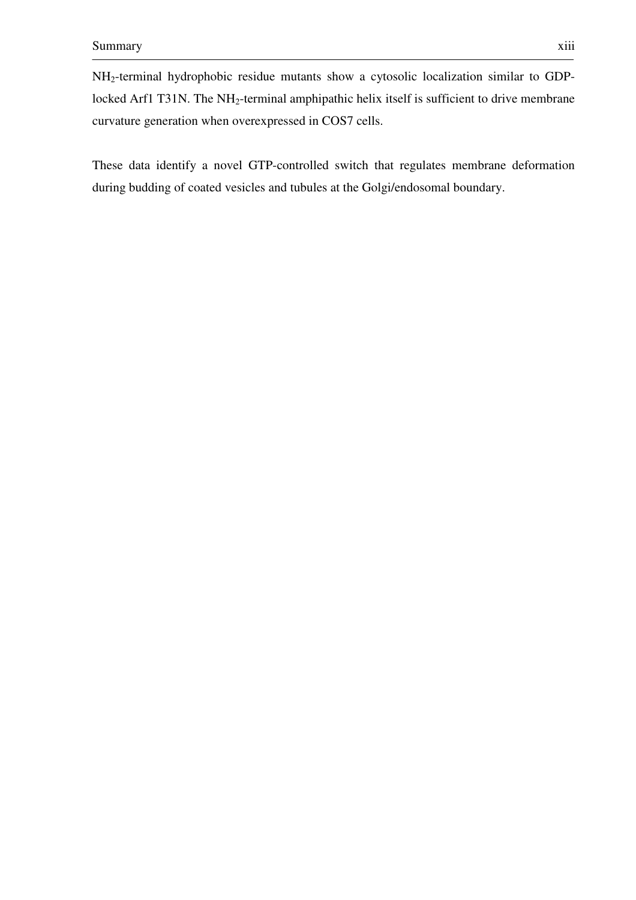$NH_2$-terminal hydrophobic residue mutants show a cytosolic localization similar to GDP-locked Arf1 T31N. The $NH_2$-terminal amphipathic helix itself is sufficient to drive membrane curvature generation when overexpressed in COS7 cells.

These data identify a novel GTP-controlled switch that regulates membrane deformation during budding of coated vesicles and tubules at the Golgi/endosomal boundary.